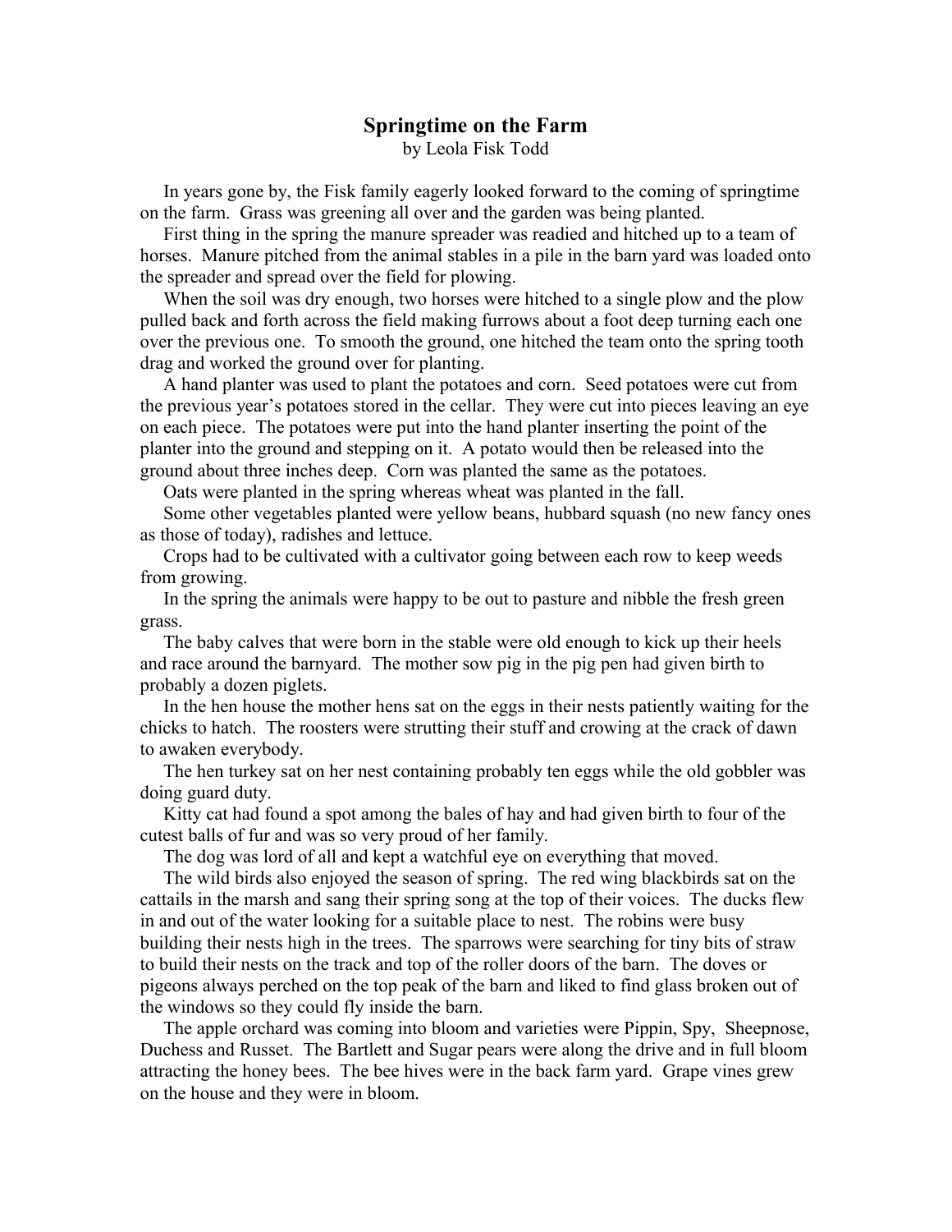# Springtime on the Farm

by Leola Fisk Todd

In years gone by, the Fisk family eagerly looked forward to the coming of springtime on the farm. Grass was greening all over and the garden was being planted.

First thing in the spring the manure spreader was readied and hitched up to a team of horses. Manure pitched from the animal stables in a pile in the barn yard was loaded onto the spreader and spread over the field for plowing.

When the soil was dry enough, two horses were hitched to a single plow and the plow pulled back and forth across the field making furrows about a foot deep turning each one over the previous one. To smooth the ground, one hitched the team onto the spring tooth drag and worked the ground over for planting.

A hand planter was used to plant the potatoes and corn. Seed potatoes were cut from the previous year's potatoes stored in the cellar. They were cut into pieces leaving an eye on each piece. The potatoes were put into the hand planter inserting the point of the planter into the ground and stepping on it. A potato would then be released into the ground about three inches deep. Corn was planted the same as the potatoes.

Oats were planted in the spring whereas wheat was planted in the fall.

Some other vegetables planted were yellow beans, hubbard squash (no new fancy ones as those of today), radishes and lettuce.

Crops had to be cultivated with a cultivator going between each row to keep weeds from growing.

In the spring the animals were happy to be out to pasture and nibble the fresh green grass.

The baby calves that were born in the stable were old enough to kick up their heels and race around the barnyard. The mother sow pig in the pig pen had given birth to probably a dozen piglets.

In the hen house the mother hens sat on the eggs in their nests patiently waiting for the chicks to hatch. The roosters were strutting their stuff and crowing at the crack of dawn to awaken everybody.

The hen turkey sat on her nest containing probably ten eggs while the old gobbler was doing guard duty.

Kitty cat had found a spot among the bales of hay and had given birth to four of the cutest balls of fur and was so very proud of her family.

The dog was lord of all and kept a watchful eye on everything that moved.

The wild birds also enjoyed the season of spring. The red wing blackbirds sat on the cattails in the marsh and sang their spring song at the top of their voices. The ducks flew in and out of the water looking for a suitable place to nest. The robins were busy building their nests high in the trees. The sparrows were searching for tiny bits of straw to build their nests on the track and top of the roller doors of the barn. The doves or pigeons always perched on the top peak of the barn and liked to find glass broken out of the windows so they could fly inside the barn.

The apple orchard was coming into bloom and varieties were Pippin, Spy, Sheepnose, Duchess and Russet. The Bartlett and Sugar pears were along the drive and in full bloom attracting the honey bees. The bee hives were in the back farm yard. Grape vines grew on the house and they were in bloom.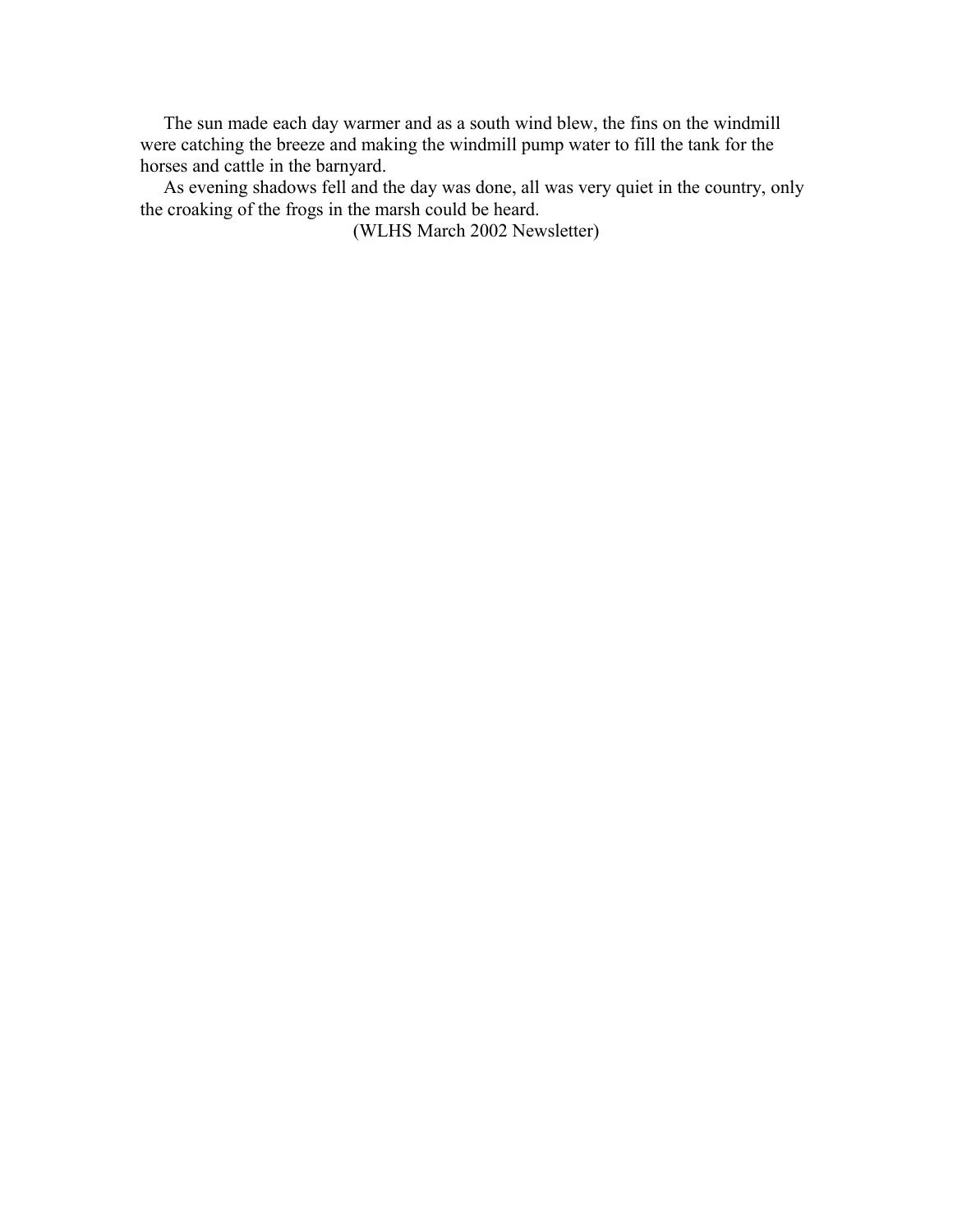The sun made each day warmer and as a south wind blew, the fins on the windmill were catching the breeze and making the windmill pump water to fill the tank for the horses and cattle in the barnyard.

As evening shadows fell and the day was done, all was very quiet in the country, only the croaking of the frogs in the marsh could be heard.

(WLHS March 2002 Newsletter)